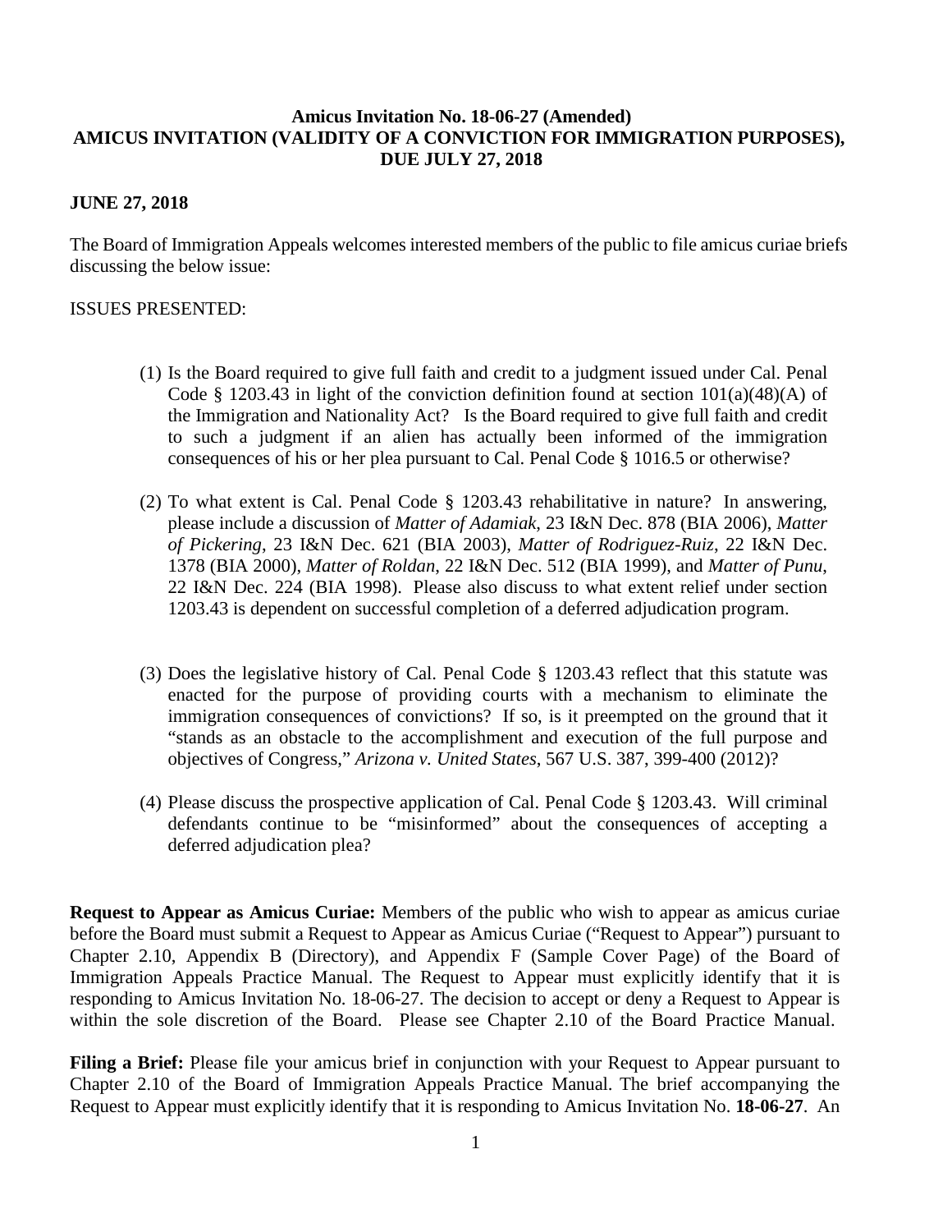**Amicus Invitation No. 18-06-27 (Amended)**
**AMICUS INVITATION (VALIDITY OF A CONVICTION FOR IMMIGRATION PURPOSES), DUE JULY 27, 2018**

**JUNE 27, 2018**

The Board of Immigration Appeals welcomes interested members of the public to file amicus curiae briefs discussing the below issue:

ISSUES PRESENTED:

(1) Is the Board required to give full faith and credit to a judgment issued under Cal. Penal Code § 1203.43 in light of the conviction definition found at section 101(a)(48)(A) of the Immigration and Nationality Act? Is the Board required to give full faith and credit to such a judgment if an alien has actually been informed of the immigration consequences of his or her plea pursuant to Cal. Penal Code § 1016.5 or otherwise?

(2) To what extent is Cal. Penal Code § 1203.43 rehabilitative in nature? In answering, please include a discussion of *Matter of Adamiak*, 23 I&N Dec. 878 (BIA 2006), *Matter of Pickering*, 23 I&N Dec. 621 (BIA 2003), *Matter of Rodriguez-Ruiz*, 22 I&N Dec. 1378 (BIA 2000), *Matter of Roldan*, 22 I&N Dec. 512 (BIA 1999), and *Matter of Punu*, 22 I&N Dec. 224 (BIA 1998). Please also discuss to what extent relief under section 1203.43 is dependent on successful completion of a deferred adjudication program.

(3) Does the legislative history of Cal. Penal Code § 1203.43 reflect that this statute was enacted for the purpose of providing courts with a mechanism to eliminate the immigration consequences of convictions? If so, is it preempted on the ground that it "stands as an obstacle to the accomplishment and execution of the full purpose and objectives of Congress," *Arizona v. United States*, 567 U.S. 387, 399-400 (2012)?

(4) Please discuss the prospective application of Cal. Penal Code § 1203.43. Will criminal defendants continue to be "misinformed" about the consequences of accepting a deferred adjudication plea?

**Request to Appear as Amicus Curiae:** Members of the public who wish to appear as amicus curiae before the Board must submit a Request to Appear as Amicus Curiae ("Request to Appear") pursuant to Chapter 2.10, Appendix B (Directory), and Appendix F (Sample Cover Page) of the Board of Immigration Appeals Practice Manual. The Request to Appear must explicitly identify that it is responding to Amicus Invitation No. 18-06-27. The decision to accept or deny a Request to Appear is within the sole discretion of the Board. Please see Chapter 2.10 of the Board Practice Manual.

**Filing a Brief:** Please file your amicus brief in conjunction with your Request to Appear pursuant to Chapter 2.10 of the Board of Immigration Appeals Practice Manual. The brief accompanying the Request to Appear must explicitly identify that it is responding to Amicus Invitation No. **18-06-27**. An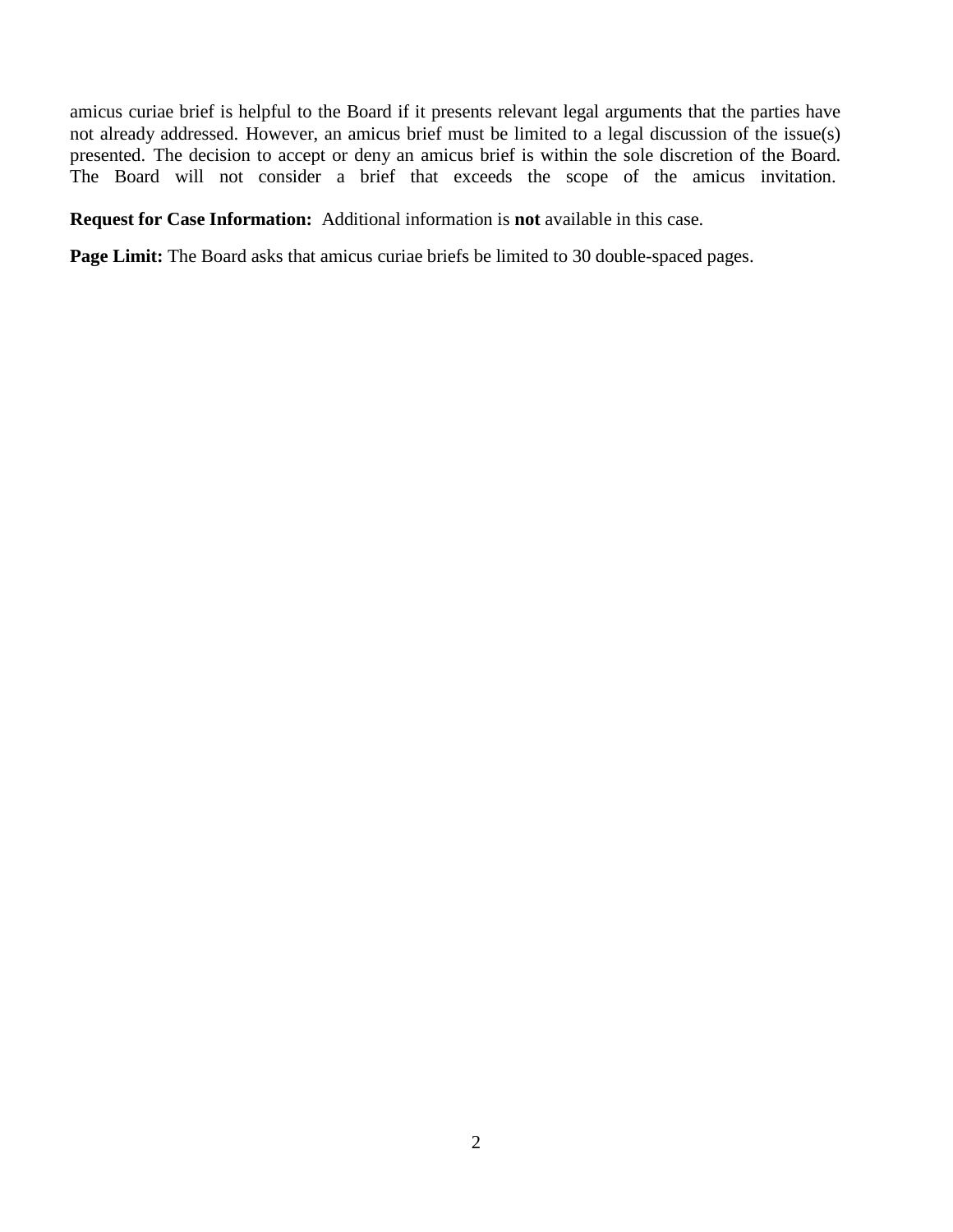amicus curiae brief is helpful to the Board if it presents relevant legal arguments that the parties have not already addressed. However, an amicus brief must be limited to a legal discussion of the issue(s) presented. The decision to accept or deny an amicus brief is within the sole discretion of the Board. The Board will not consider a brief that exceeds the scope of the amicus invitation.

**Request for Case Information:** Additional information is **not** available in this case.

**Page Limit:** The Board asks that amicus curiae briefs be limited to 30 double-spaced pages.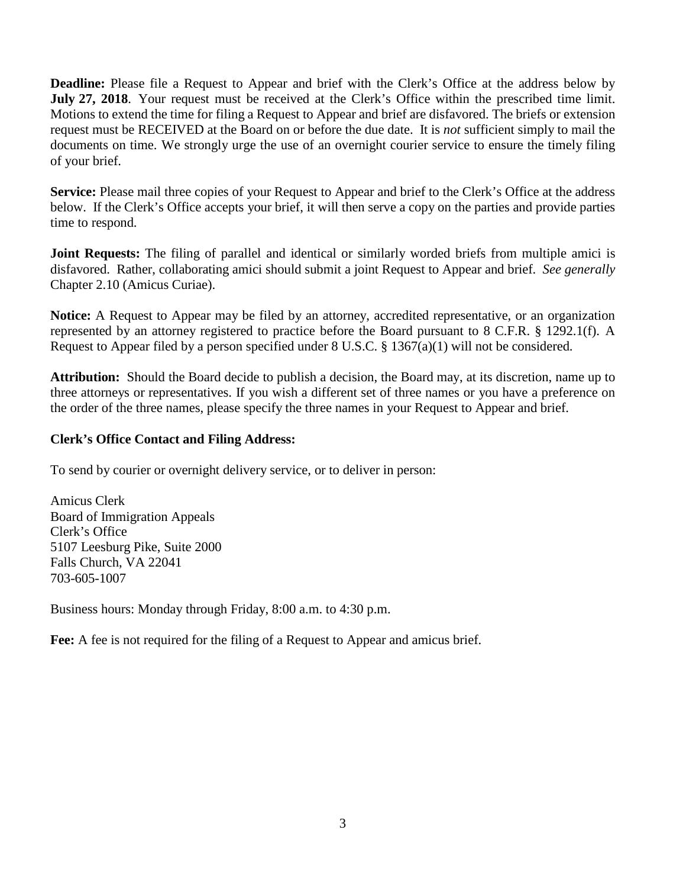**Deadline:** Please file a Request to Appear and brief with the Clerk's Office at the address below by **July 27, 2018**. Your request must be received at the Clerk's Office within the prescribed time limit. Motions to extend the time for filing a Request to Appear and brief are disfavored. The briefs or extension request must be RECEIVED at the Board on or before the due date. It is *not* sufficient simply to mail the documents on time. We strongly urge the use of an overnight courier service to ensure the timely filing of your brief.

**Service:** Please mail three copies of your Request to Appear and brief to the Clerk's Office at the address below. If the Clerk's Office accepts your brief, it will then serve a copy on the parties and provide parties time to respond.

**Joint Requests:** The filing of parallel and identical or similarly worded briefs from multiple amici is disfavored. Rather, collaborating amici should submit a joint Request to Appear and brief. *See generally* Chapter 2.10 (Amicus Curiae).

**Notice:** A Request to Appear may be filed by an attorney, accredited representative, or an organization represented by an attorney registered to practice before the Board pursuant to 8 C.F.R. § 1292.1(f). A Request to Appear filed by a person specified under 8 U.S.C. § 1367(a)(1) will not be considered.

**Attribution:** Should the Board decide to publish a decision, the Board may, at its discretion, name up to three attorneys or representatives. If you wish a different set of three names or you have a preference on the order of the three names, please specify the three names in your Request to Appear and brief.

**Clerk's Office Contact and Filing Address:**

To send by courier or overnight delivery service, or to deliver in person:

Amicus Clerk
Board of Immigration Appeals
Clerk's Office
5107 Leesburg Pike, Suite 2000
Falls Church, VA 22041
703-605-1007

Business hours: Monday through Friday, 8:00 a.m. to 4:30 p.m.

**Fee:** A fee is not required for the filing of a Request to Appear and amicus brief.